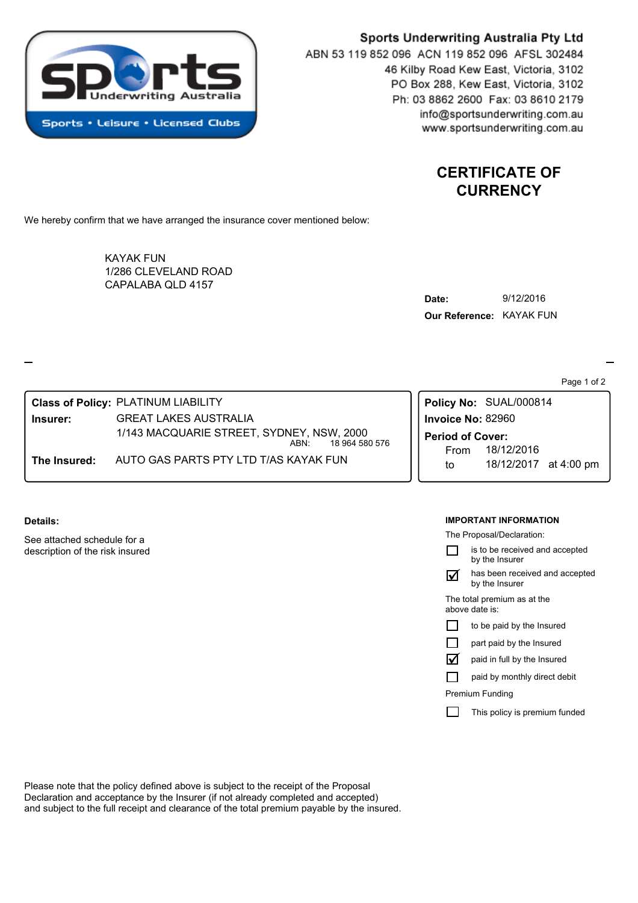**Sports Underwriting Australia Pty Ltd**
ABN 53 119 852 096 ACN 119 852 096 AFSL 302484
46 Kilby Road Kew East, Victoria, 3102
PO Box 288, Kew East, Victoria, 3102
Ph: 03 8862 2600 Fax: 03 8610 2179
info@sportsunderwriting.com.au
www.sportsunderwriting.com.au

# CERTIFICATE OF CURRENCY

We hereby confirm that we have arranged the insurance cover mentioned below:

KAYAK FUN
1/286 CLEVELAND ROAD
CAPALABA QLD 4157

**Date:** 9/12/2016
**Our Reference:** KAYAK FUN

**Class of Policy:** PLATINUM LIABILITY
**Insurer:** GREAT LAKES AUSTRALIA
1/143 MACQUARIE STREET, SYDNEY, NSW, 2000
ABN: 18 964 580 576
**The Insured:** AUTO GAS PARTS PTY LTD T/AS KAYAK FUN

**Policy No:** SUAL/000814
**Invoice No:** 82960
**Period of Cover:**
From 18/12/2016
to 18/12/2017 at 4:00 pm

**Details:**

See attached schedule for a description of the risk insured

**IMPORTANT INFORMATION**

The Proposal/Declaration:

- ☐ is to be received and accepted by the Insurer
- ☑ has been received and accepted by the Insurer

The total premium as at the above date is:

- ☐ to be paid by the Insured
- ☐ part paid by the Insured
- ☑ paid in full by the Insured
- ☐ paid by monthly direct debit

Premium Funding

- ☐ This policy is premium funded

Please note that the policy defined above is subject to the receipt of the Proposal Declaration and acceptance by the Insurer (if not already completed and accepted) and subject to the full receipt and clearance of the total premium payable by the insured.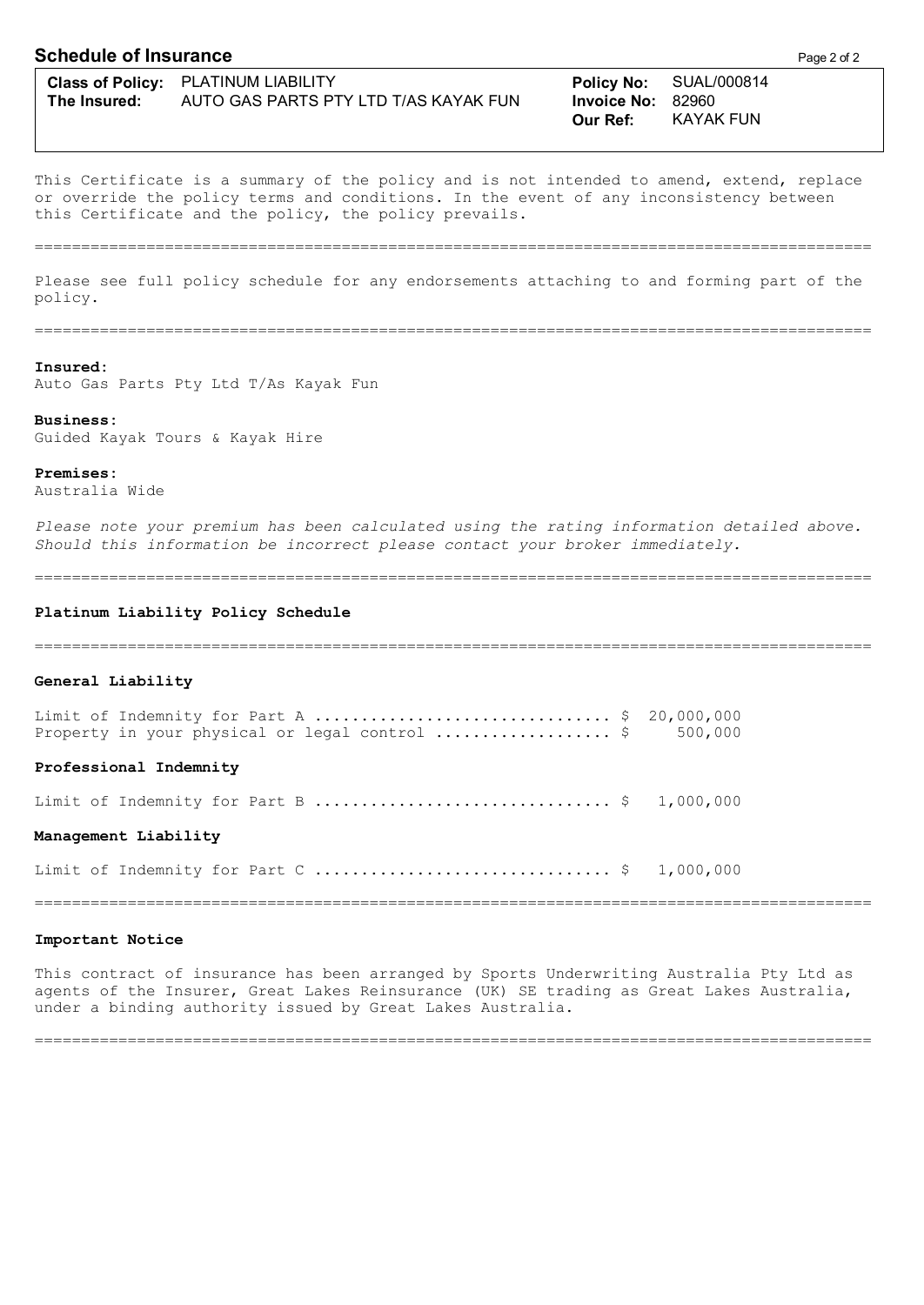# Schedule of Insurance

| | | | |
|---|---|---|---|
| **Class of Policy:** | PLATINUM LIABILITY | **Policy No:** | SUAL/000814 |
| **The Insured:** | AUTO GAS PARTS PTY LTD T/AS KAYAK FUN | **Invoice No:** | 82960 |
| | | **Our Ref:** | KAYAK FUN |

This Certificate is a summary of the policy and is not intended to amend, extend, replace or override the policy terms and conditions. In the event of any inconsistency between this Certificate and the policy, the policy prevails.

---

Please see full policy schedule for any endorsements attaching to and forming part of the policy.

---

**Insured:**
Auto Gas Parts Pty Ltd T/As Kayak Fun

**Business:**
Guided Kayak Tours & Kayak Hire

**Premises:**
Australia Wide

*Please note your premium has been calculated using the rating information detailed above. Should this information be incorrect please contact your broker immediately.*

---

**Platinum Liability Policy Schedule**

---

**General Liability**

Limit of Indemnity for Part A ................................ $ 20,000,000
Property in your physical or legal control .................. $ 500,000

**Professional Indemnity**

Limit of Indemnity for Part B ................................ $ 1,000,000

**Management Liability**

Limit of Indemnity for Part C ................................ $ 1,000,000

---

**Important Notice**

This contract of insurance has been arranged by Sports Underwriting Australia Pty Ltd as agents of the Insurer, Great Lakes Reinsurance (UK) SE trading as Great Lakes Australia, under a binding authority issued by Great Lakes Australia.

---